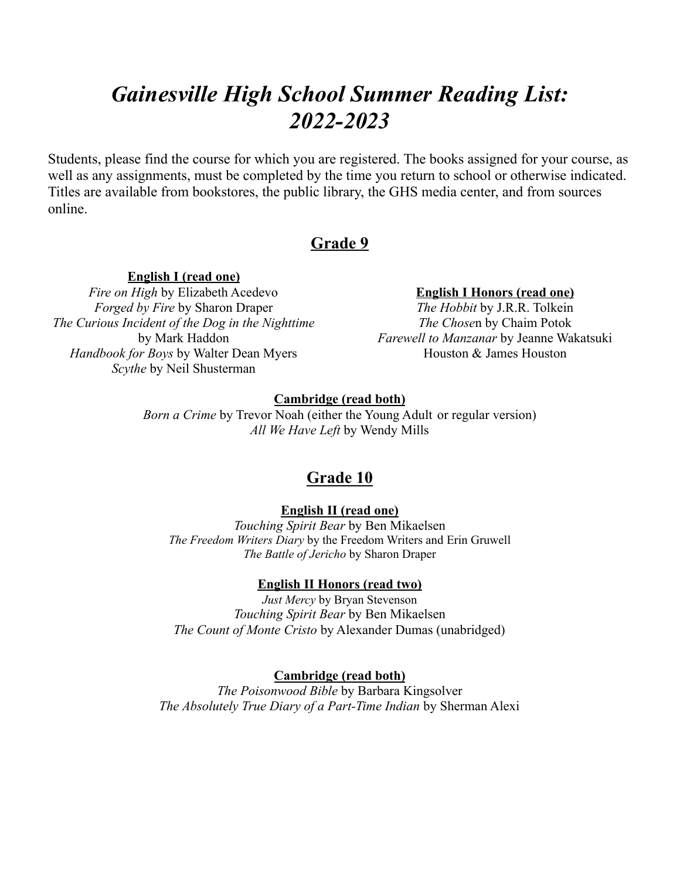# *Gainesville High School Summer Reading List: 2022-2023*

Students, please find the course for which you are registered. The books assigned for your course, as well as any assignments, must be completed by the time you return to school or otherwise indicated. Titles are available from bookstores, the public library, the GHS media center, and from sources online.

## Grade 9

**English I (read one)**

*Fire on High* by Elizabeth Acedevo
*Forged by Fire* by Sharon Draper
*The Curious Incident of the Dog in the Nighttime* by Mark Haddon
*Handbook for Boys* by Walter Dean Myers
*Scythe* by Neil Shusterman

**English I Honors (read one)**

*The Hobbit* by J.R.R. Tolkein
*The Chose*n by Chaim Potok
*Farewell to Manzanar* by Jeanne Wakatsuki Houston & James Houston

**Cambridge (read both)**

*Born a Crime* by Trevor Noah (either the Young Adult or regular version)
*All We Have Left* by Wendy Mills

## Grade 10

**English II (read one)**

*Touching Spirit Bear* by Ben Mikaelsen
*The Freedom Writers Diary* by the Freedom Writers and Erin Gruwell
*The Battle of Jericho* by Sharon Draper

**English II Honors (read two)**

*Just Mercy* by Bryan Stevenson
*Touching Spirit Bear* by Ben Mikaelsen
*The Count of Monte Cristo* by Alexander Dumas (unabridged)

**Cambridge (read both)**

*The Poisonwood Bible* by Barbara Kingsolver
*The Absolutely True Diary of a Part-Time Indian* by Sherman Alexi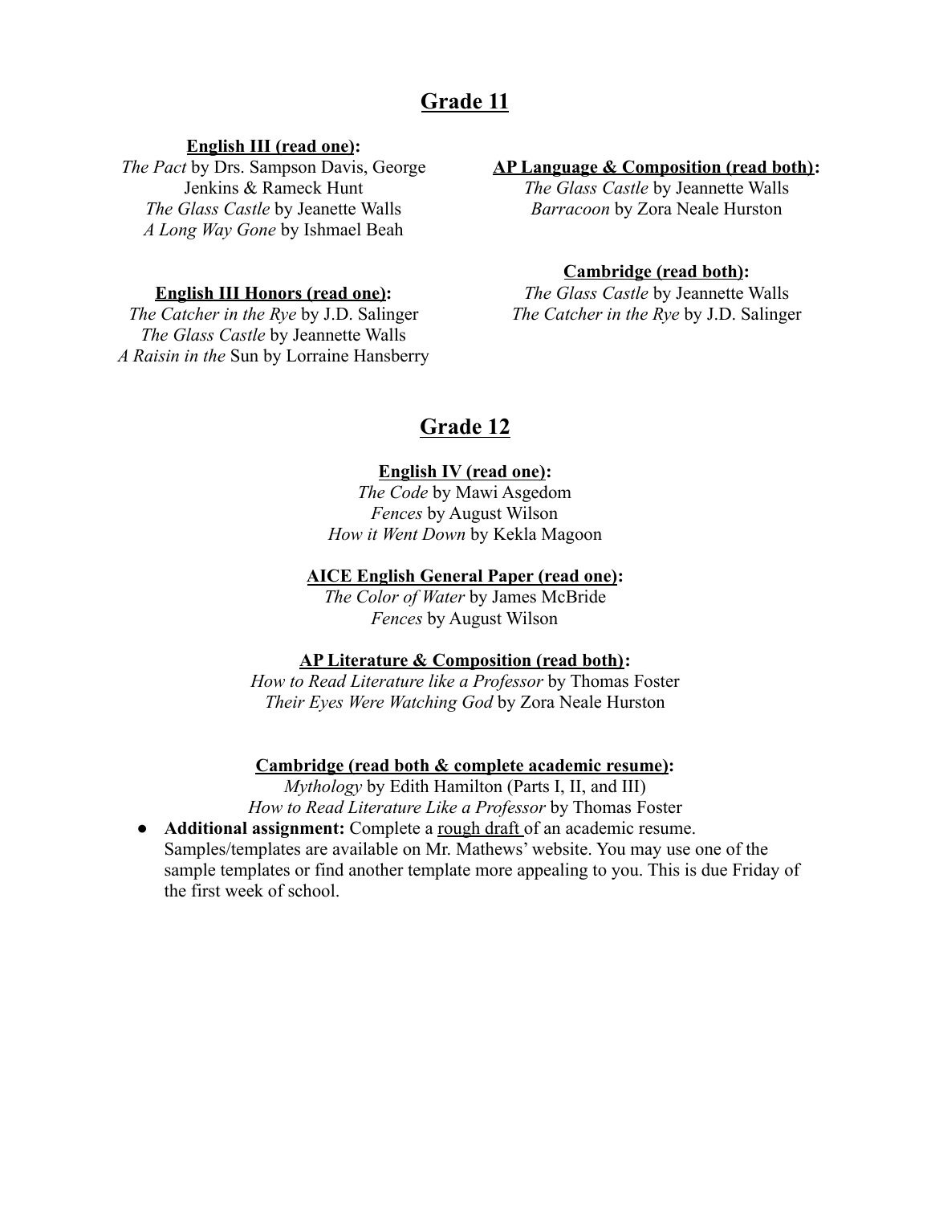## Grade 11

**English III (read one):**

*The Pact* by Drs. Sampson Davis, George Jenkins & Rameck Hunt
*The Glass Castle* by Jeanette Walls
*A Long Way Gone* by Ishmael Beah

**English III Honors (read one):**

*The Catcher in the Rye* by J.D. Salinger
*The Glass Castle* by Jeannette Walls
*A Raisin in the* Sun by Lorraine Hansberry

**AP Language & Composition (read both):**

*The Glass Castle* by Jeannette Walls
*Barracoon* by Zora Neale Hurston

**Cambridge (read both):**

*The Glass Castle* by Jeannette Walls
*The Catcher in the Rye* by J.D. Salinger

## Grade 12

**English IV (read one):**

*The Code* by Mawi Asgedom
*Fences* by August Wilson
*How it Went Down* by Kekla Magoon

**AICE English General Paper (read one):**

*The Color of Water* by James McBride
*Fences* by August Wilson

**AP Literature & Composition (read both):**

*How to Read Literature like a Professor* by Thomas Foster
*Their Eyes Were Watching God* by Zora Neale Hurston

**Cambridge (read both & complete academic resume):**

*Mythology* by Edith Hamilton (Parts I, II, and III)
*How to Read Literature Like a Professor* by Thomas Foster

- **Additional assignment:** Complete a rough draft of an academic resume. Samples/templates are available on Mr. Mathews' website. You may use one of the sample templates or find another template more appealing to you. This is due Friday of the first week of school.